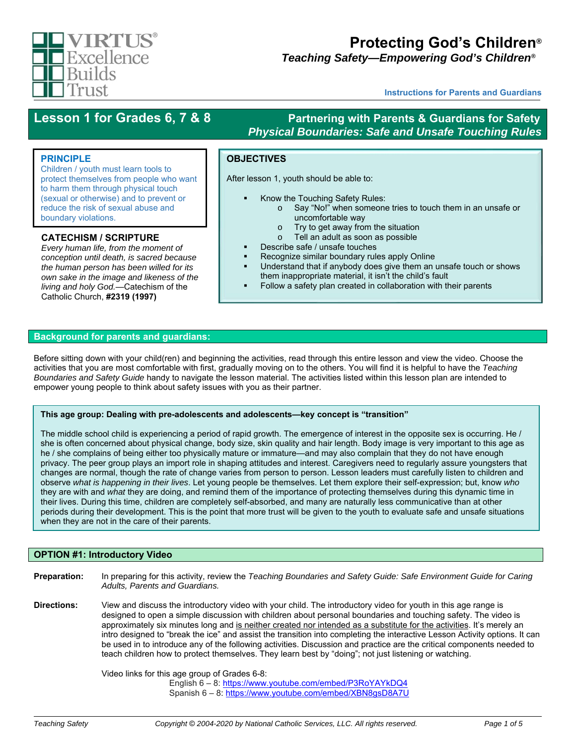VIRTUS® Excellence Builds Trust

# Protecting God's Children®

***Teaching Safety—Empowering God's Children®***

Instructions for Parents and Guardians

## Lesson 1 for Grades 6, 7 & 8

**Partnering with Parents & Guardians for Safety**
***Physical Boundaries: Safe and Unsafe Touching Rules***

### PRINCIPLE

Children / youth must learn tools to protect themselves from people who want to harm them through physical touch (sexual or otherwise) and to prevent or reduce the risk of sexual abuse and boundary violations.

### CATECHISM / SCRIPTURE

*Every human life, from the moment of conception until death, is sacred because the human person has been willed for its own sake in the image and likeness of the living and holy God.*—Catechism of the Catholic Church, **#2319 (1997)**

### OBJECTIVES

After lesson 1, youth should be able to:

- Know the Touching Safety Rules:
  - Say "No!" when someone tries to touch them in an unsafe or uncomfortable way
  - Try to get away from the situation
  - Tell an adult as soon as possible
- Describe safe / unsafe touches
- Recognize similar boundary rules apply Online
- Understand that if anybody does give them an unsafe touch or shows them inappropriate material, it isn't the child's fault
- Follow a safety plan created in collaboration with their parents

## Background for parents and guardians:

Before sitting down with your child(ren) and beginning the activities, read through this entire lesson and view the video. Choose the activities that you are most comfortable with first, gradually moving on to the others. You will find it is helpful to have the *Teaching Boundaries and Safety Guide* handy to navigate the lesson material. The activities listed within this lesson plan are intended to empower young people to think about safety issues with you as their partner.

**This age group: Dealing with pre-adolescents and adolescents—key concept is "transition"**

The middle school child is experiencing a period of rapid growth. The emergence of interest in the opposite sex is occurring. He / she is often concerned about physical change, body size, skin quality and hair length. Body image is very important to this age as he / she complains of being either too physically mature or immature—and may also complain that they do not have enough privacy. The peer group plays an import role in shaping attitudes and interest. Caregivers need to regularly assure youngsters that changes are normal, though the rate of change varies from person to person. Lesson leaders must carefully listen to children and observe *what is happening in their lives*. Let young people be themselves. Let them explore their self-expression; but, know *who* they are with and *what* they are doing, and remind them of the importance of protecting themselves during this dynamic time in their lives. During this time, children are completely self-absorbed, and many are naturally less communicative than at other periods during their development. This is the point that more trust will be given to the youth to evaluate safe and unsafe situations when they are not in the care of their parents.

## OPTION #1: Introductory Video

**Preparation:** In preparing for this activity, review the *Teaching Boundaries and Safety Guide: Safe Environment Guide for Caring Adults, Parents and Guardians.*

**Directions:** View and discuss the introductory video with your child. The introductory video for youth in this age range is designed to open a simple discussion with children about personal boundaries and touching safety. The video is approximately six minutes long and is neither created nor intended as a substitute for the activities. It's merely an intro designed to "break the ice" and assist the transition into completing the interactive Lesson Activity options. It can be used in to introduce any of the following activities. Discussion and practice are the critical components needed to teach children how to protect themselves. They learn best by "doing"; not just listening or watching.

Video links for this age group of Grades 6-8:

English 6 – 8: https://www.youtube.com/embed/P3RoYAYkDQ4
Spanish 6 – 8: https://www.youtube.com/embed/XBN8gsD8A7U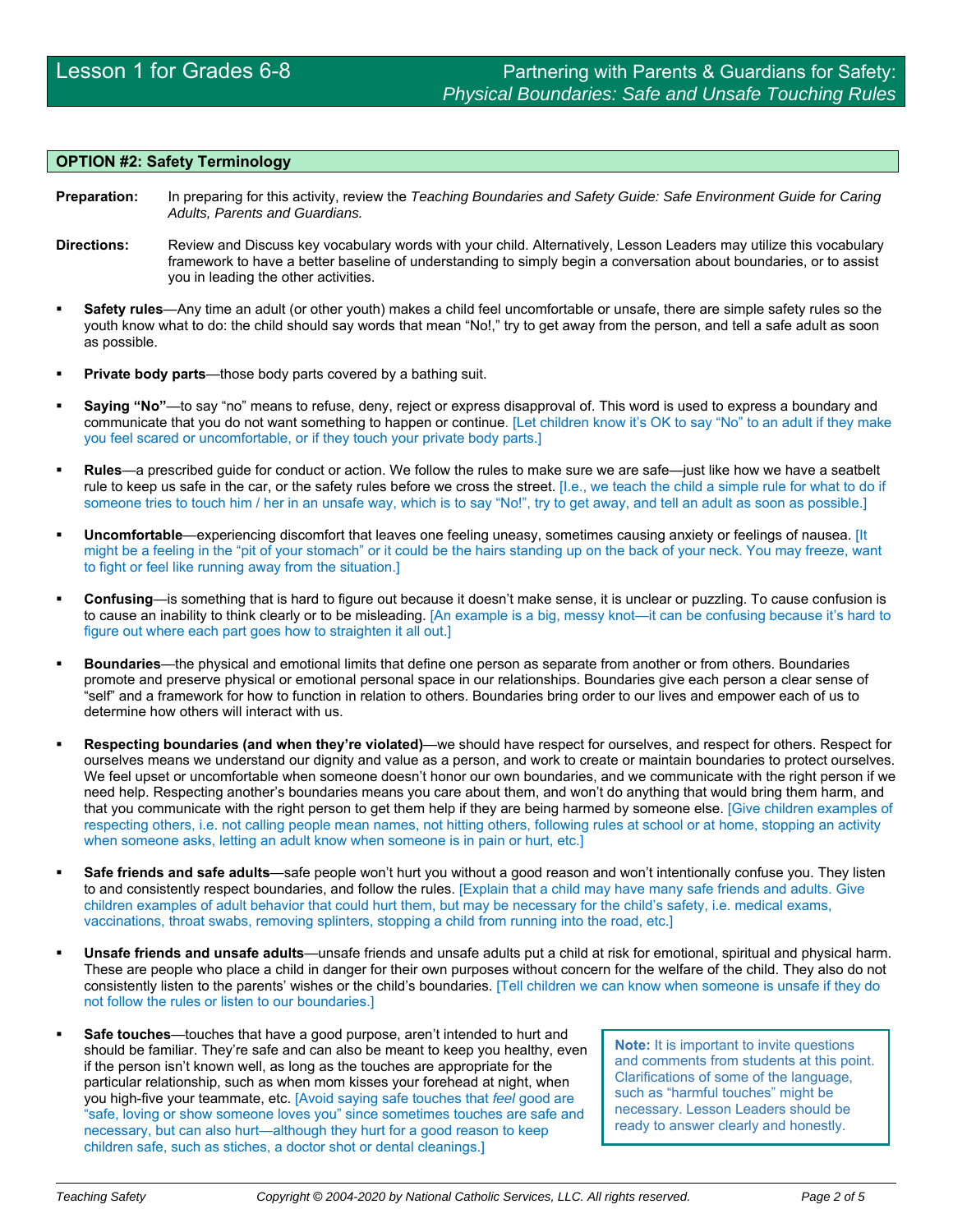## OPTION #2: Safety Terminology

**Preparation:** In preparing for this activity, review the *Teaching Boundaries and Safety Guide: Safe Environment Guide for Caring Adults, Parents and Guardians.*

**Directions:** Review and Discuss key vocabulary words with your child. Alternatively, Lesson Leaders may utilize this vocabulary framework to have a better baseline of understanding to simply begin a conversation about boundaries, or to assist you in leading the other activities.

- **Safety rules**—Any time an adult (or other youth) makes a child feel uncomfortable or unsafe, there are simple safety rules so the youth know what to do: the child should say words that mean "No!," try to get away from the person, and tell a safe adult as soon as possible.

- **Private body parts**—those body parts covered by a bathing suit.

- **Saying "No"**—to say "no" means to refuse, deny, reject or express disapproval of. This word is used to express a boundary and communicate that you do not want something to happen or continue. [Let children know it's OK to say "No" to an adult if they make you feel scared or uncomfortable, or if they touch your private body parts.]

- **Rules**—a prescribed guide for conduct or action. We follow the rules to make sure we are safe—just like how we have a seatbelt rule to keep us safe in the car, or the safety rules before we cross the street. [I.e., we teach the child a simple rule for what to do if someone tries to touch him / her in an unsafe way, which is to say "No!", try to get away, and tell an adult as soon as possible.]

- **Uncomfortable**—experiencing discomfort that leaves one feeling uneasy, sometimes causing anxiety or feelings of nausea. [It might be a feeling in the "pit of your stomach" or it could be the hairs standing up on the back of your neck. You may freeze, want to fight or feel like running away from the situation.]

- **Confusing**—is something that is hard to figure out because it doesn't make sense, it is unclear or puzzling. To cause confusion is to cause an inability to think clearly or to be misleading. [An example is a big, messy knot—it can be confusing because it's hard to figure out where each part goes how to straighten it all out.]

- **Boundaries**—the physical and emotional limits that define one person as separate from another or from others. Boundaries promote and preserve physical or emotional personal space in our relationships. Boundaries give each person a clear sense of "self" and a framework for how to function in relation to others. Boundaries bring order to our lives and empower each of us to determine how others will interact with us.

- **Respecting boundaries (and when they're violated)**—we should have respect for ourselves, and respect for others. Respect for ourselves means we understand our dignity and value as a person, and work to create or maintain boundaries to protect ourselves. We feel upset or uncomfortable when someone doesn't honor our own boundaries, and we communicate with the right person if we need help. Respecting another's boundaries means you care about them, and won't do anything that would bring them harm, and that you communicate with the right person to get them help if they are being harmed by someone else. [Give children examples of respecting others, i.e. not calling people mean names, not hitting others, following rules at school or at home, stopping an activity when someone asks, letting an adult know when someone is in pain or hurt, etc.]

- **Safe friends and safe adults**—safe people won't hurt you without a good reason and won't intentionally confuse you. They listen to and consistently respect boundaries, and follow the rules. [Explain that a child may have many safe friends and adults. Give children examples of adult behavior that could hurt them, but may be necessary for the child's safety, i.e. medical exams, vaccinations, throat swabs, removing splinters, stopping a child from running into the road, etc.]

- **Unsafe friends and unsafe adults**—unsafe friends and unsafe adults put a child at risk for emotional, spiritual and physical harm. These are people who place a child in danger for their own purposes without concern for the welfare of the child. They also do not consistently listen to the parents' wishes or the child's boundaries. [Tell children we can know when someone is unsafe if they do not follow the rules or listen to our boundaries.]

- **Safe touches**—touches that have a good purpose, aren't intended to hurt and should be familiar. They're safe and can also be meant to keep you healthy, even if the person isn't known well, as long as the touches are appropriate for the particular relationship, such as when mom kisses your forehead at night, when you high-five your teammate, etc. [Avoid saying safe touches that *feel* good are "safe, loving or show someone loves you" since sometimes touches are safe and necessary, but can also hurt—although they hurt for a good reason to keep children safe, such as stiches, a doctor shot or dental cleanings.]

> **Note:** It is important to invite questions and comments from students at this point. Clarifications of some of the language, such as "harmful touches" might be necessary. Lesson Leaders should be ready to answer clearly and honestly.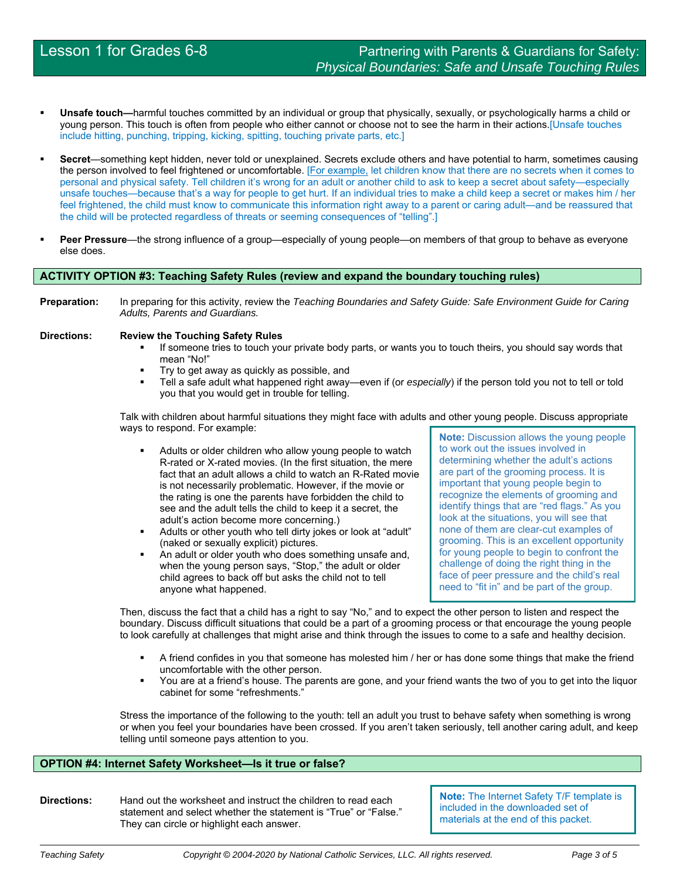- **Unsafe touch—**harmful touches committed by an individual or group that physically, sexually, or psychologically harms a child or young person. This touch is often from people who either cannot or choose not to see the harm in their actions.[Unsafe touches include hitting, punching, tripping, kicking, spitting, touching private parts, etc.]

- **Secret**—something kept hidden, never told or unexplained. Secrets exclude others and have potential to harm, sometimes causing the person involved to feel frightened or uncomfortable. [For example, let children know that there are no secrets when it comes to personal and physical safety. Tell children it's wrong for an adult or another child to ask to keep a secret about safety—especially unsafe touches—because that's a way for people to get hurt. If an individual tries to make a child keep a secret or makes him / her feel frightened, the child must know to communicate this information right away to a parent or caring adult—and be reassured that the child will be protected regardless of threats or seeming consequences of "telling".]

- **Peer Pressure**—the strong influence of a group—especially of young people—on members of that group to behave as everyone else does.

## ACTIVITY OPTION #3: Teaching Safety Rules (review and expand the boundary touching rules)

**Preparation:** In preparing for this activity, review the *Teaching Boundaries and Safety Guide: Safe Environment Guide for Caring Adults, Parents and Guardians.*

**Directions:** **Review the Touching Safety Rules**

- If someone tries to touch your private body parts, or wants you to touch theirs, you should say words that mean "No!"
- Try to get away as quickly as possible, and
- Tell a safe adult what happened right away—even if (or *especially*) if the person told you not to tell or told you that you would get in trouble for telling.

Talk with children about harmful situations they might face with adults and other young people. Discuss appropriate ways to respond. For example:

- Adults or older children who allow young people to watch R-rated or X-rated movies. (In the first situation, the mere fact that an adult allows a child to watch an R-Rated movie is not necessarily problematic. However, if the movie or the rating is one the parents have forbidden the child to see and the adult tells the child to keep it a secret, the adult's action become more concerning.)
- Adults or other youth who tell dirty jokes or look at "adult" (naked or sexually explicit) pictures.
- An adult or older youth who does something unsafe and, when the young person says, "Stop," the adult or older child agrees to back off but asks the child not to tell anyone what happened.

> **Note:** Discussion allows the young people to work out the issues involved in determining whether the adult's actions are part of the grooming process. It is important that young people begin to recognize the elements of grooming and identify things that are "red flags." As you look at the situations, you will see that none of them are clear-cut examples of grooming. This is an excellent opportunity for young people to begin to confront the challenge of doing the right thing in the face of peer pressure and the child's real need to "fit in" and be part of the group.

Then, discuss the fact that a child has a right to say "No," and to expect the other person to listen and respect the boundary. Discuss difficult situations that could be a part of a grooming process or that encourage the young people to look carefully at challenges that might arise and think through the issues to come to a safe and healthy decision.

- A friend confides in you that someone has molested him / her or has done some things that make the friend uncomfortable with the other person.
- You are at a friend's house. The parents are gone, and your friend wants the two of you to get into the liquor cabinet for some "refreshments."

Stress the importance of the following to the youth: tell an adult you trust to behave safety when something is wrong or when you feel your boundaries have been crossed. If you aren't taken seriously, tell another caring adult, and keep telling until someone pays attention to you.

## OPTION #4: Internet Safety Worksheet—Is it true or false?

**Directions:** Hand out the worksheet and instruct the children to read each statement and select whether the statement is "True" or "False." They can circle or highlight each answer.

> **Note:** The Internet Safety T/F template is included in the downloaded set of materials at the end of this packet.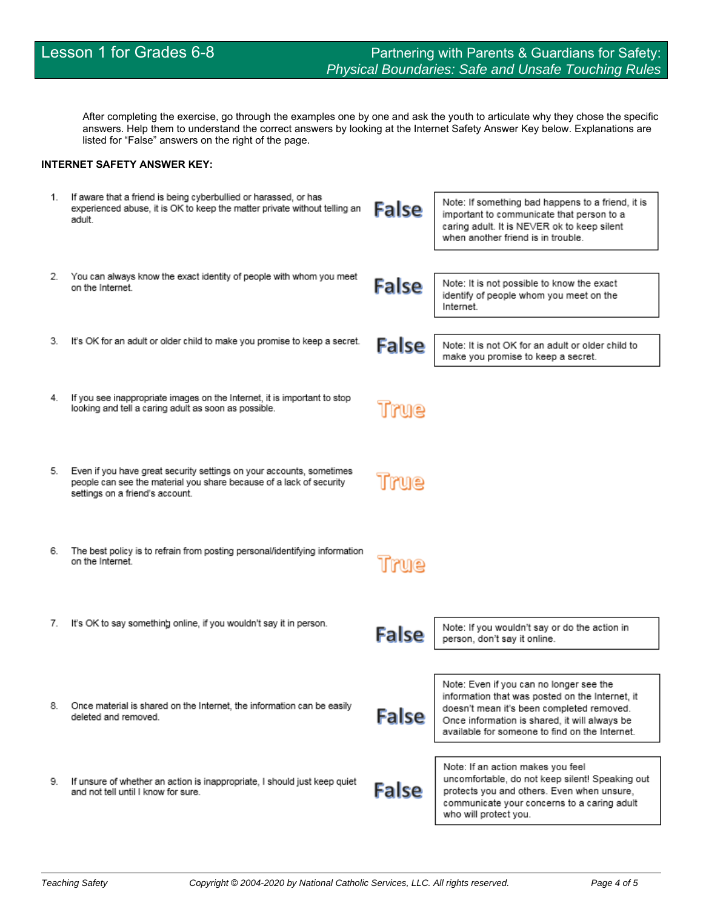After completing the exercise, go through the examples one by one and ask the youth to articulate why they chose the specific answers. Help them to understand the correct answers by looking at the Internet Safety Answer Key below. Explanations are listed for “False” answers on the right of the page.

**INTERNET SAFETY ANSWER KEY:**

| # | Statement | Answer | Note |
|---|---|---|---|
| 1. | If aware that a friend is being cyberbullied or harassed, or has experienced abuse, it is OK to keep the matter private without telling an adult. | False | Note: If something bad happens to a friend, it is important to communicate that person to a caring adult. It is NEVER ok to keep silent when another friend is in trouble. |
| 2. | You can always know the exact identity of people with whom you meet on the Internet. | False | Note: It is not possible to know the exact identify of people whom you meet on the Internet. |
| 3. | It's OK for an adult or older child to make you promise to keep a secret. | False | Note: It is not OK for an adult or older child to make you promise to keep a secret. |
| 4. | If you see inappropriate images on the Internet, it is important to stop looking and tell a caring adult as soon as possible. | True | |
| 5. | Even if you have great security settings on your accounts, sometimes people can see the material you share because of a lack of security settings on a friend's account. | True | |
| 6. | The best policy is to refrain from posting personal/identifying information on the Internet. | True | |
| 7. | It's OK to say something online, if you wouldn't say it in person. | False | Note: If you wouldn't say or do the action in person, don't say it online. |
| 8. | Once material is shared on the Internet, the information can be easily deleted and removed. | False | Note: Even if you can no longer see the information that was posted on the Internet, it doesn't mean it's been completed removed. Once information is shared, it will always be available for someone to find on the Internet. |
| 9. | If unsure of whether an action is inappropriate, I should just keep quiet and not tell until I know for sure. | False | Note: If an action makes you feel uncomfortable, do not keep silent! Speaking out protects you and others. Even when unsure, communicate your concerns to a caring adult who will protect you. |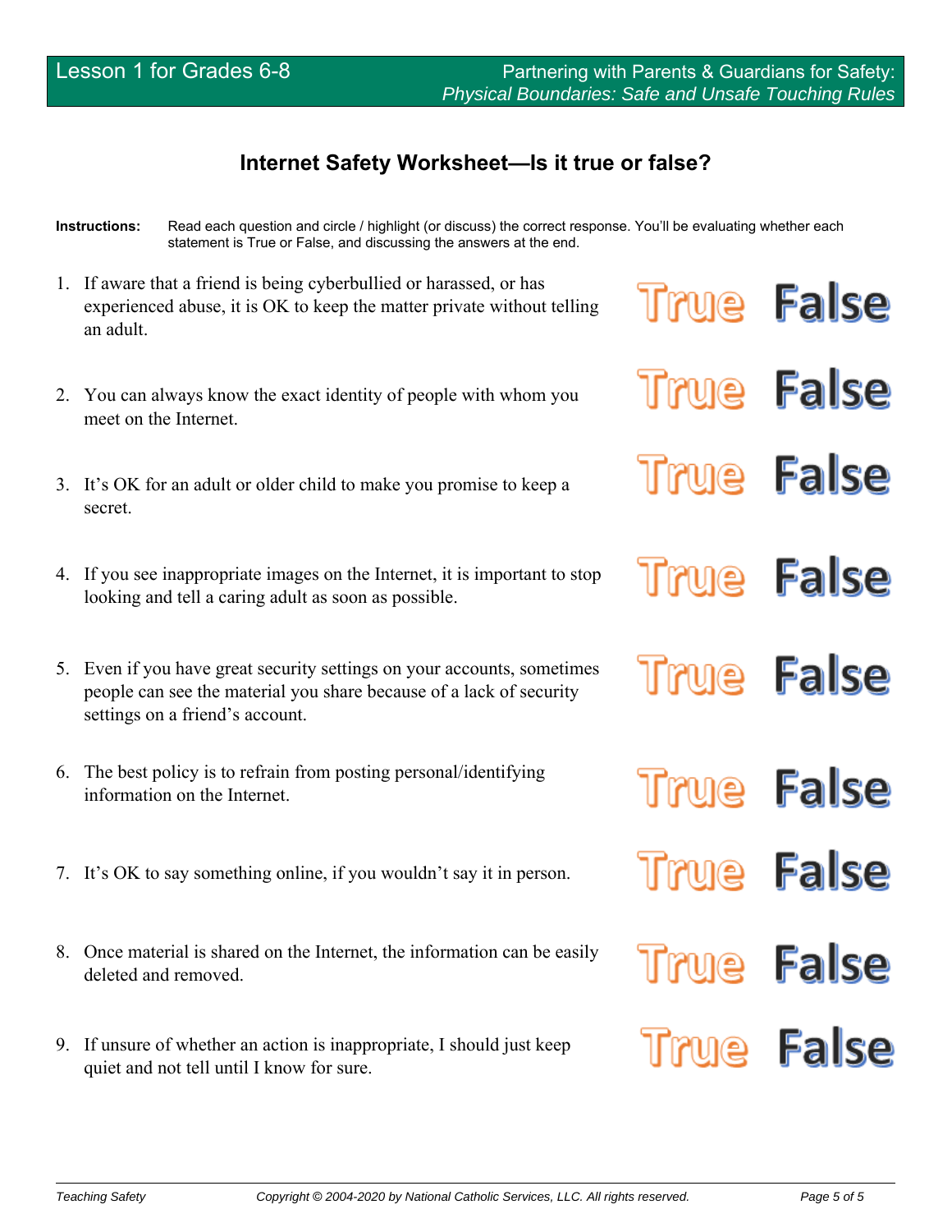## Internet Safety Worksheet—Is it true or false?

**Instructions:** Read each question and circle / highlight (or discuss) the correct response. You'll be evaluating whether each statement is True or False, and discussing the answers at the end.

1. If aware that a friend is being cyberbullied or harassed, or has experienced abuse, it is OK to keep the matter private without telling an adult. True False

2. You can always know the exact identity of people with whom you meet on the Internet. True False

3. It's OK for an adult or older child to make you promise to keep a secret. True False

4. If you see inappropriate images on the Internet, it is important to stop looking and tell a caring adult as soon as possible. True False

5. Even if you have great security settings on your accounts, sometimes people can see the material you share because of a lack of security settings on a friend's account. True False

6. The best policy is to refrain from posting personal/identifying information on the Internet. True False

7. It's OK to say something online, if you wouldn't say it in person. True False

8. Once material is shared on the Internet, the information can be easily deleted and removed. True False

9. If unsure of whether an action is inappropriate, I should just keep quiet and not tell until I know for sure. True False